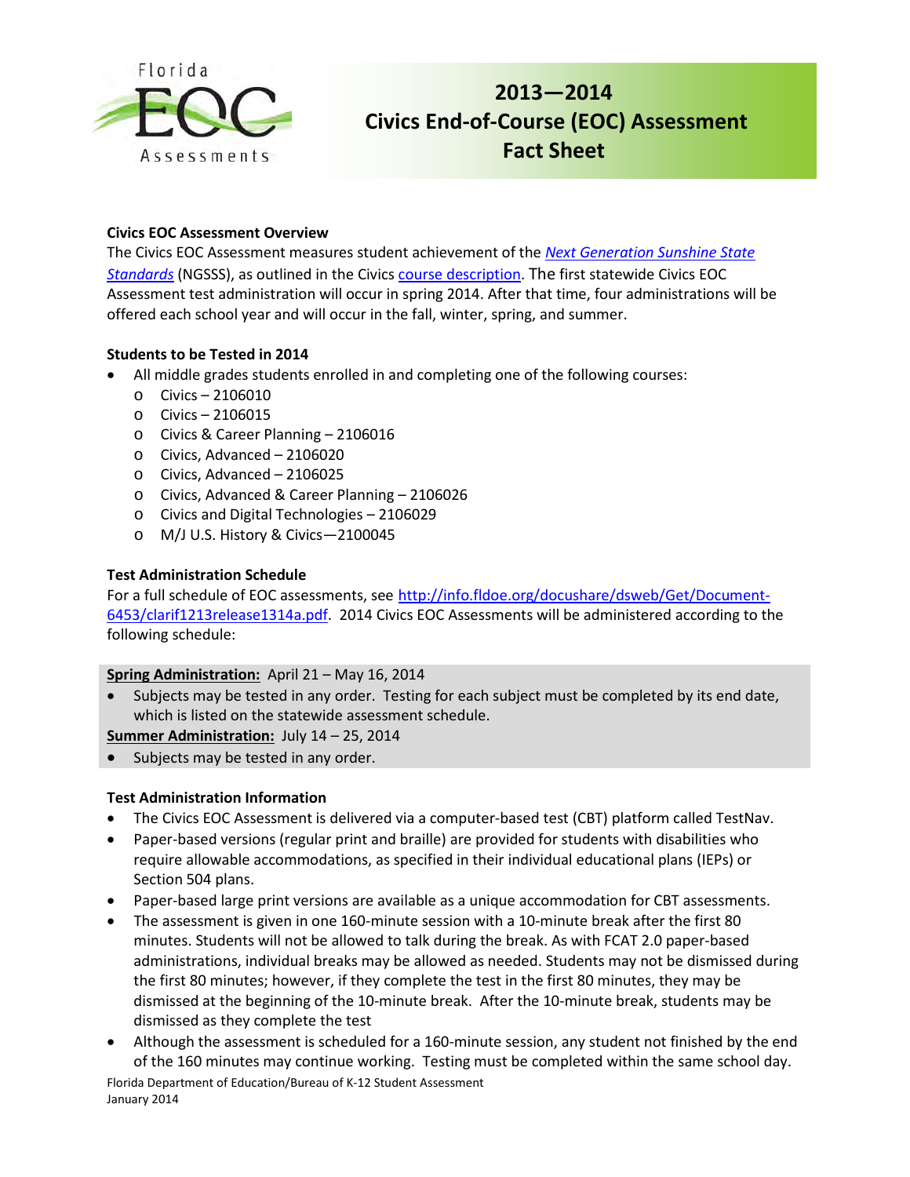# 2013—2014 Civics End-of-Course (EOC) Assessment Fact Sheet

**Civics EOC Assessment Overview**

The Civics EOC Assessment measures student achievement of the *Next Generation Sunshine State Standards* (NGSSS), as outlined in the Civics course description. The first statewide Civics EOC Assessment test administration will occur in spring 2014. After that time, four administrations will be offered each school year and will occur in the fall, winter, spring, and summer.

**Students to be Tested in 2014**

- All middle grades students enrolled in and completing one of the following courses:
  - Civics – 2106010
  - Civics – 2106015
  - Civics & Career Planning – 2106016
  - Civics, Advanced – 2106020
  - Civics, Advanced – 2106025
  - Civics, Advanced & Career Planning – 2106026
  - Civics and Digital Technologies – 2106029
  - M/J U.S. History & Civics—2100045

**Test Administration Schedule**

For a full schedule of EOC assessments, see http://info.fldoe.org/docushare/dsweb/Get/Document-6453/clarif1213release1314a.pdf. 2014 Civics EOC Assessments will be administered according to the following schedule:

**Spring Administration:** April 21 – May 16, 2014

- Subjects may be tested in any order. Testing for each subject must be completed by its end date, which is listed on the statewide assessment schedule.

**Summer Administration:** July 14 – 25, 2014

- Subjects may be tested in any order.

**Test Administration Information**

- The Civics EOC Assessment is delivered via a computer-based test (CBT) platform called TestNav.
- Paper-based versions (regular print and braille) are provided for students with disabilities who require allowable accommodations, as specified in their individual educational plans (IEPs) or Section 504 plans.
- Paper-based large print versions are available as a unique accommodation for CBT assessments.
- The assessment is given in one 160-minute session with a 10-minute break after the first 80 minutes. Students will not be allowed to talk during the break. As with FCAT 2.0 paper-based administrations, individual breaks may be allowed as needed. Students may not be dismissed during the first 80 minutes; however, if they complete the test in the first 80 minutes, they may be dismissed at the beginning of the 10-minute break. After the 10-minute break, students may be dismissed as they complete the test
- Although the assessment is scheduled for a 160-minute session, any student not finished by the end of the 160 minutes may continue working. Testing must be completed within the same school day.

Florida Department of Education/Bureau of K-12 Student Assessment
January 2014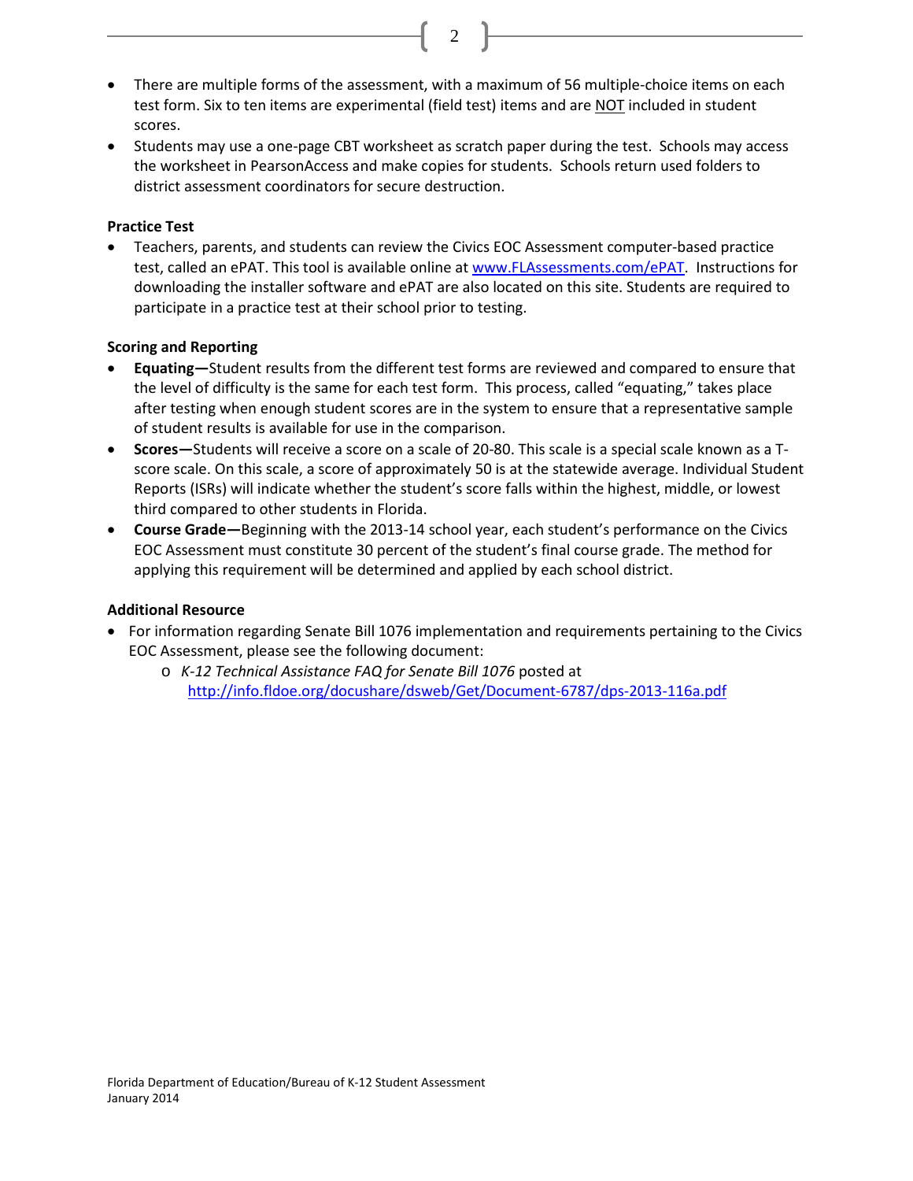- There are multiple forms of the assessment, with a maximum of 56 multiple-choice items on each test form. Six to ten items are experimental (field test) items and are NOT included in student scores.
- Students may use a one-page CBT worksheet as scratch paper during the test. Schools may access the worksheet in PearsonAccess and make copies for students. Schools return used folders to district assessment coordinators for secure destruction.

**Practice Test**

- Teachers, parents, and students can review the Civics EOC Assessment computer-based practice test, called an ePAT. This tool is available online at [www.FLAssessments.com/ePAT](http://www.FLAssessments.com/ePAT). Instructions for downloading the installer software and ePAT are also located on this site. Students are required to participate in a practice test at their school prior to testing.

**Scoring and Reporting**

- **Equating—**Student results from the different test forms are reviewed and compared to ensure that the level of difficulty is the same for each test form. This process, called "equating," takes place after testing when enough student scores are in the system to ensure that a representative sample of student results is available for use in the comparison.
- **Scores—**Students will receive a score on a scale of 20-80. This scale is a special scale known as a T-score scale. On this scale, a score of approximately 50 is at the statewide average. Individual Student Reports (ISRs) will indicate whether the student's score falls within the highest, middle, or lowest third compared to other students in Florida.
- **Course Grade—**Beginning with the 2013-14 school year, each student's performance on the Civics EOC Assessment must constitute 30 percent of the student's final course grade. The method for applying this requirement will be determined and applied by each school district.

**Additional Resource**

- For information regarding Senate Bill 1076 implementation and requirements pertaining to the Civics EOC Assessment, please see the following document:
  - *K-12 Technical Assistance FAQ for Senate Bill 1076* posted at [http://info.fldoe.org/docushare/dsweb/Get/Document-6787/dps-2013-116a.pdf](http://info.fldoe.org/docushare/dsweb/Get/Document-6787/dps-2013-116a.pdf)

Florida Department of Education/Bureau of K-12 Student Assessment
January 2014